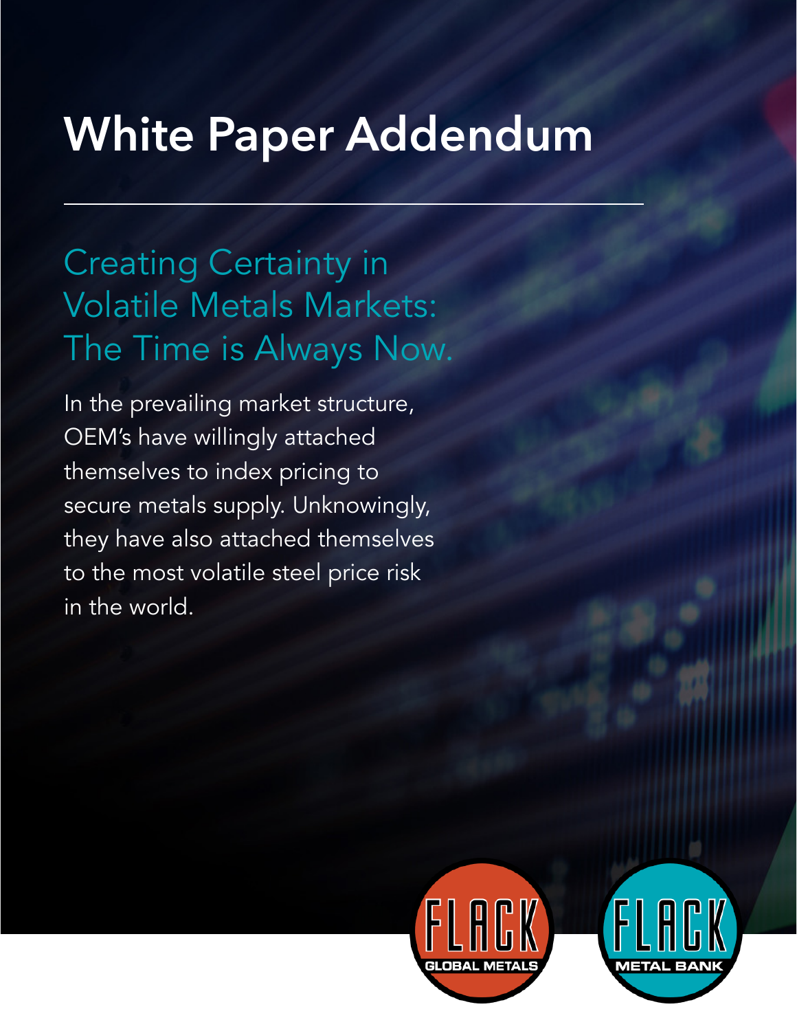# White Paper Addendum

## Creating Certainty in Volatile Metals Markets: The Time is Always Now.

In the prevailing market structure, OEM's have willingly attached themselves to index pricing to secure metals supply. Unknowingly, they have also attached themselves to the most volatile steel price risk in the world.

FLACK GLOBAL METALS

FLACK METAL BANK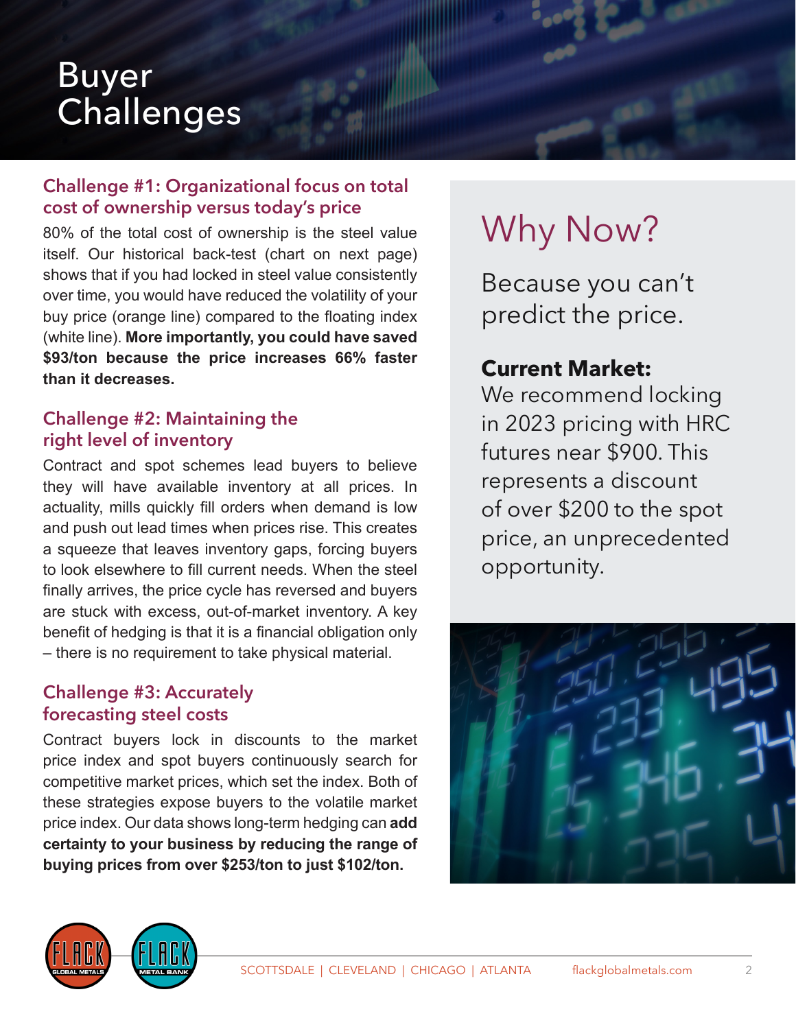# Buyer Challenges

## Challenge #1: Organizational focus on total cost of ownership versus today's price

80% of the total cost of ownership is the steel value itself. Our historical back-test (chart on next page) shows that if you had locked in steel value consistently over time, you would have reduced the volatility of your buy price (orange line) compared to the floating index (white line). **More importantly, you could have saved $93/ton because the price increases 66% faster than it decreases.**

## Challenge #2: Maintaining the right level of inventory

Contract and spot schemes lead buyers to believe they will have available inventory at all prices. In actuality, mills quickly fill orders when demand is low and push out lead times when prices rise. This creates a squeeze that leaves inventory gaps, forcing buyers to look elsewhere to fill current needs. When the steel finally arrives, the price cycle has reversed and buyers are stuck with excess, out-of-market inventory. A key benefit of hedging is that it is a financial obligation only – there is no requirement to take physical material.

## Challenge #3: Accurately forecasting steel costs

Contract buyers lock in discounts to the market price index and spot buyers continuously search for competitive market prices, which set the index. Both of these strategies expose buyers to the volatile market price index. Our data shows long-term hedging can **add certainty to your business by reducing the range of buying prices from over $253/ton to just $102/ton.**

# Why Now?

Because you can't predict the price.

**Current Market:**

We recommend locking in 2023 pricing with HRC futures near $900. This represents a discount of over $200 to the spot price, an unprecedented opportunity.

SCOTTSDALE | CLEVELAND | CHICAGO | ATLANTA    flackglobalmetals.com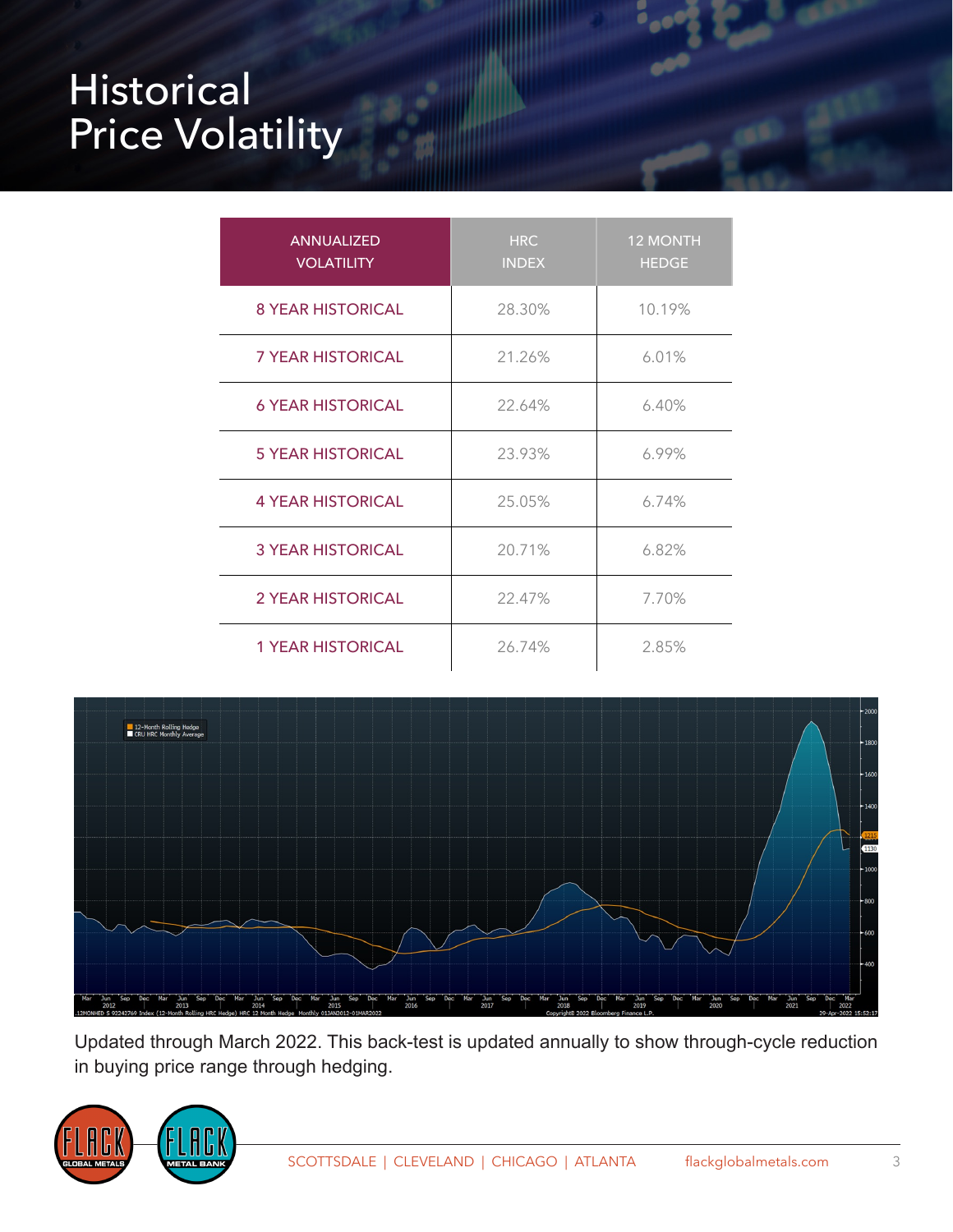# Historical Price Volatility

| ANNUALIZED VOLATILITY | HRC INDEX | 12 MONTH HEDGE |
|---|---|---|
| 8 YEAR HISTORICAL | 28.30% | 10.19% |
| 7 YEAR HISTORICAL | 21.26% | 6.01% |
| 6 YEAR HISTORICAL | 22.64% | 6.40% |
| 5 YEAR HISTORICAL | 23.93% | 6.99% |
| 4 YEAR HISTORICAL | 25.05% | 6.74% |
| 3 YEAR HISTORICAL | 20.71% | 6.82% |
| 2 YEAR HISTORICAL | 22.47% | 7.70% |
| 1 YEAR HISTORICAL | 26.74% | 2.85% |

12-Month Rolling Hedge
CRU HRC Monthly Average

2000
1800
1600
1400
1215
1130
1000
800
600
400

Mar Jun Sep Dec 2012 2013 2014 2015 2016 2017 2018 2019 2020 2021 2022

.12MONHED S 92242769 Index (12-Month Rolling HRC Hedge) HRC 12 Month Hedge Monthly 01JAN2012-01MAR2022
Copyright© 2022 Bloomberg Finance L.P.
29-Apr-2022 15:52:17

Updated through March 2022. This back-test is updated annually to show through-cycle reduction in buying price range through hedging.

SCOTTSDALE | CLEVELAND | CHICAGO | ATLANTA    flackglobalmetals.com